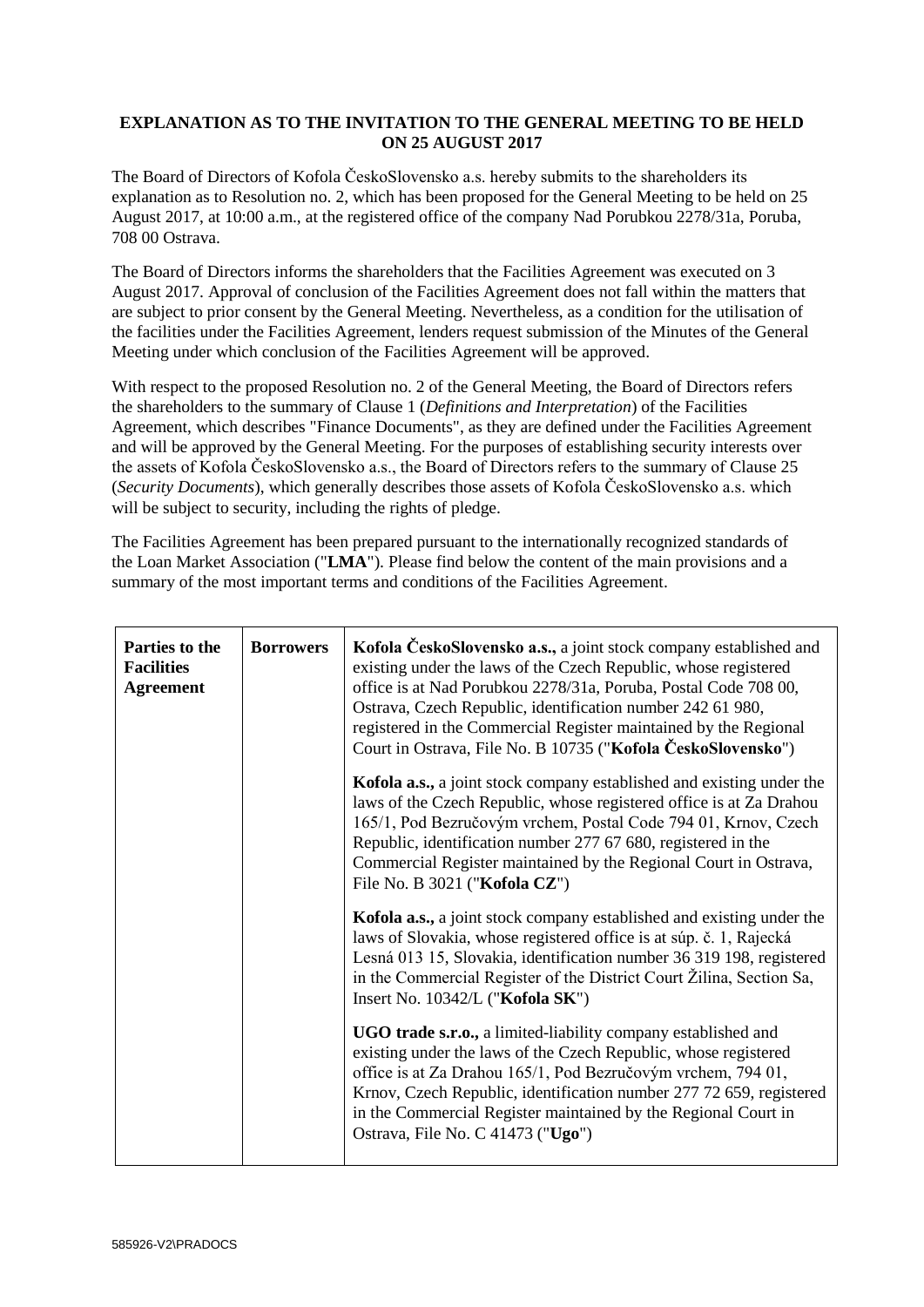**EXPLANATION AS TO THE INVITATION TO THE GENERAL MEETING TO BE HELD ON 25 AUGUST 2017**

The Board of Directors of Kofola ČeskoSlovensko a.s. hereby submits to the shareholders its explanation as to Resolution no. 2, which has been proposed for the General Meeting to be held on 25 August 2017, at 10:00 a.m., at the registered office of the company Nad Porubkou 2278/31a, Poruba, 708 00 Ostrava.

The Board of Directors informs the shareholders that the Facilities Agreement was executed on 3 August 2017. Approval of conclusion of the Facilities Agreement does not fall within the matters that are subject to prior consent by the General Meeting. Nevertheless, as a condition for the utilisation of the facilities under the Facilities Agreement, lenders request submission of the Minutes of the General Meeting under which conclusion of the Facilities Agreement will be approved.

With respect to the proposed Resolution no. 2 of the General Meeting, the Board of Directors refers the shareholders to the summary of Clause 1 (*Definitions and Interpretation*) of the Facilities Agreement, which describes "Finance Documents", as they are defined under the Facilities Agreement and will be approved by the General Meeting. For the purposes of establishing security interests over the assets of Kofola ČeskoSlovensko a.s., the Board of Directors refers to the summary of Clause 25 (*Security Documents*), which generally describes those assets of Kofola ČeskoSlovensko a.s. which will be subject to security, including the rights of pledge.

The Facilities Agreement has been prepared pursuant to the internationally recognized standards of the Loan Market Association ("**LMA**"). Please find below the content of the main provisions and a summary of the most important terms and conditions of the Facilities Agreement.

| | | |
|---|---|---|
| **Parties to the Facilities Agreement** | **Borrowers** | **Kofola ČeskoSlovensko a.s.,** a joint stock company established and existing under the laws of the Czech Republic, whose registered office is at Nad Porubkou 2278/31a, Poruba, Postal Code 708 00, Ostrava, Czech Republic, identification number 242 61 980, registered in the Commercial Register maintained by the Regional Court in Ostrava, File No. B 10735 ("**Kofola ČeskoSlovensko**")<br><br>**Kofola a.s.,** a joint stock company established and existing under the laws of the Czech Republic, whose registered office is at Za Drahou 165/1, Pod Bezručovým vrchem, Postal Code 794 01, Krnov, Czech Republic, identification number 277 67 680, registered in the Commercial Register maintained by the Regional Court in Ostrava, File No. B 3021 ("**Kofola CZ**")<br><br>**Kofola a.s.,** a joint stock company established and existing under the laws of Slovakia, whose registered office is at súp. č. 1, Rajecká Lesná 013 15, Slovakia, identification number 36 319 198, registered in the Commercial Register of the District Court Žilina, Section Sa, Insert No. 10342/L ("**Kofola SK**")<br><br>**UGO trade s.r.o.,** a limited-liability company established and existing under the laws of the Czech Republic, whose registered office is at Za Drahou 165/1, Pod Bezručovým vrchem, 794 01, Krnov, Czech Republic, identification number 277 72 659, registered in the Commercial Register maintained by the Regional Court in Ostrava, File No. C 41473 ("**Ugo**") |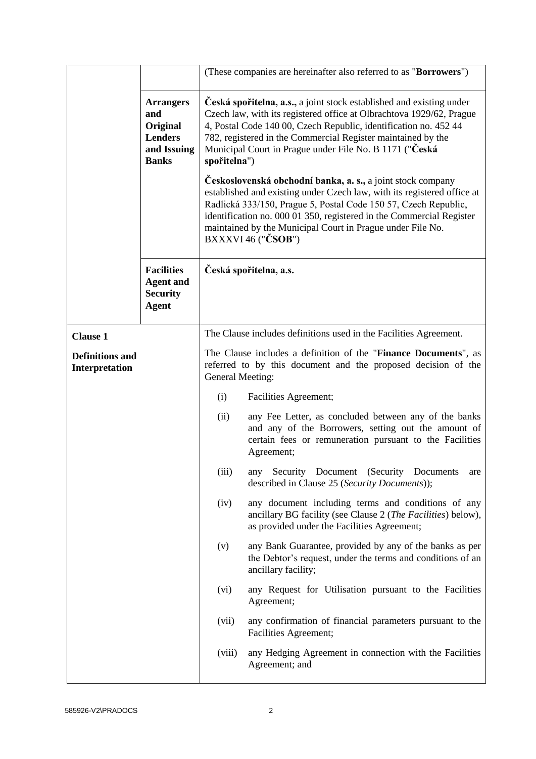| | | |
|---|---|---|
| | | (These companies are hereinafter also referred to as "**Borrowers**") |
| | **Arrangers and Original Lenders and Issuing Banks** | **Česká spořitelna, a.s.,** a joint stock established and existing under Czech law, with its registered office at Olbrachtova 1929/62, Prague 4, Postal Code 140 00, Czech Republic, identification no. 452 44 782, registered in the Commercial Register maintained by the Municipal Court in Prague under File No. B 1171 ("**Česká spořitelna**")<br><br>**Československá obchodní banka, a. s.,** a joint stock company established and existing under Czech law, with its registered office at Radlická 333/150, Prague 5, Postal Code 150 57, Czech Republic, identification no. 000 01 350, registered in the Commercial Register maintained by the Municipal Court in Prague under File No. BXXXVI 46 ("**ČSOB**") |
| | **Facilities Agent and Security Agent** | **Česká spořitelna, a.s.** |
| **Clause 1**<br><br>**Definitions and Interpretation** | | The Clause includes definitions used in the Facilities Agreement.<br><br>The Clause includes a definition of the "**Finance Documents**", as referred to by this document and the proposed decision of the General Meeting:<br><br>(i) Facilities Agreement;<br><br>(ii) any Fee Letter, as concluded between any of the banks and any of the Borrowers, setting out the amount of certain fees or remuneration pursuant to the Facilities Agreement;<br><br>(iii) any Security Document (Security Documents are described in Clause 25 (*Security Documents*));<br><br>(iv) any document including terms and conditions of any ancillary BG facility (see Clause 2 (*The Facilities*) below), as provided under the Facilities Agreement;<br><br>(v) any Bank Guarantee, provided by any of the banks as per the Debtor's request, under the terms and conditions of an ancillary facility;<br><br>(vi) any Request for Utilisation pursuant to the Facilities Agreement;<br><br>(vii) any confirmation of financial parameters pursuant to the Facilities Agreement;<br><br>(viii) any Hedging Agreement in connection with the Facilities Agreement; and |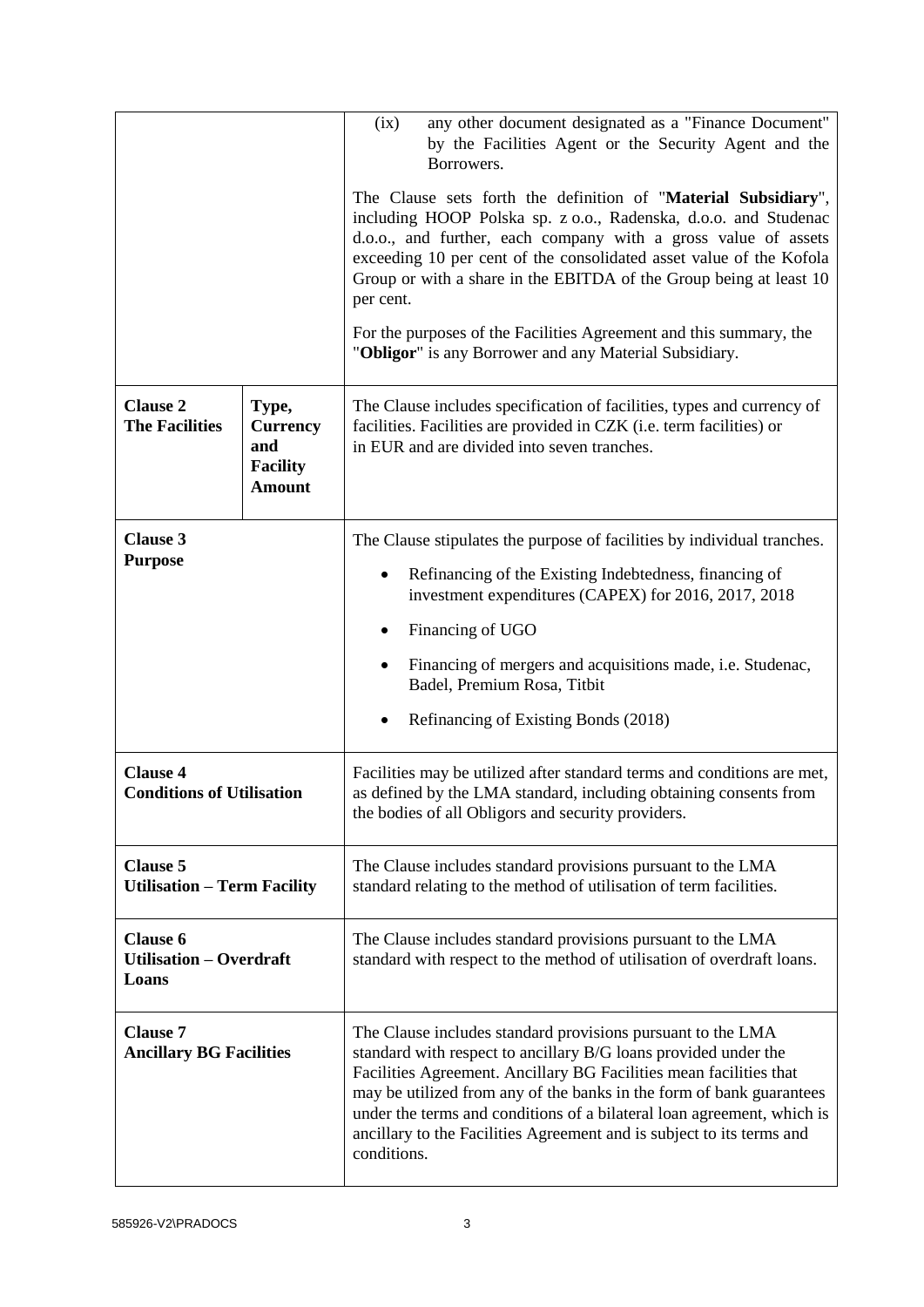| | | |
|---|---|---|
| | | (ix) any other document designated as a "Finance Document" by the Facilities Agent or the Security Agent and the Borrowers.<br><br>The Clause sets forth the definition of "**Material Subsidiary**", including HOOP Polska sp. z o.o., Radenska, d.o.o. and Studenac d.o.o., and further, each company with a gross value of assets exceeding 10 per cent of the consolidated asset value of the Kofola Group or with a share in the EBITDA of the Group being at least 10 per cent.<br><br>For the purposes of the Facilities Agreement and this summary, the "**Obligor**" is any Borrower and any Material Subsidiary. |
| **Clause 2**<br>**The Facilities** | **Type, Currency and Facility Amount** | The Clause includes specification of facilities, types and currency of facilities. Facilities are provided in CZK (i.e. term facilities) or in EUR and are divided into seven tranches. |
| **Clause 3**<br>**Purpose** | | The Clause stipulates the purpose of facilities by individual tranches.<br><br>• Refinancing of the Existing Indebtedness, financing of investment expenditures (CAPEX) for 2016, 2017, 2018<br><br>• Financing of UGO<br><br>• Financing of mergers and acquisitions made, i.e. Studenac, Badel, Premium Rosa, Titbit<br><br>• Refinancing of Existing Bonds (2018) |
| **Clause 4**<br>**Conditions of Utilisation** | | Facilities may be utilized after standard terms and conditions are met, as defined by the LMA standard, including obtaining consents from the bodies of all Obligors and security providers. |
| **Clause 5**<br>**Utilisation – Term Facility** | | The Clause includes standard provisions pursuant to the LMA standard relating to the method of utilisation of term facilities. |
| **Clause 6**<br>**Utilisation – Overdraft Loans** | | The Clause includes standard provisions pursuant to the LMA standard with respect to the method of utilisation of overdraft loans. |
| **Clause 7**<br>**Ancillary BG Facilities** | | The Clause includes standard provisions pursuant to the LMA standard with respect to ancillary B/G loans provided under the Facilities Agreement. Ancillary BG Facilities mean facilities that may be utilized from any of the banks in the form of bank guarantees under the terms and conditions of a bilateral loan agreement, which is ancillary to the Facilities Agreement and is subject to its terms and conditions. |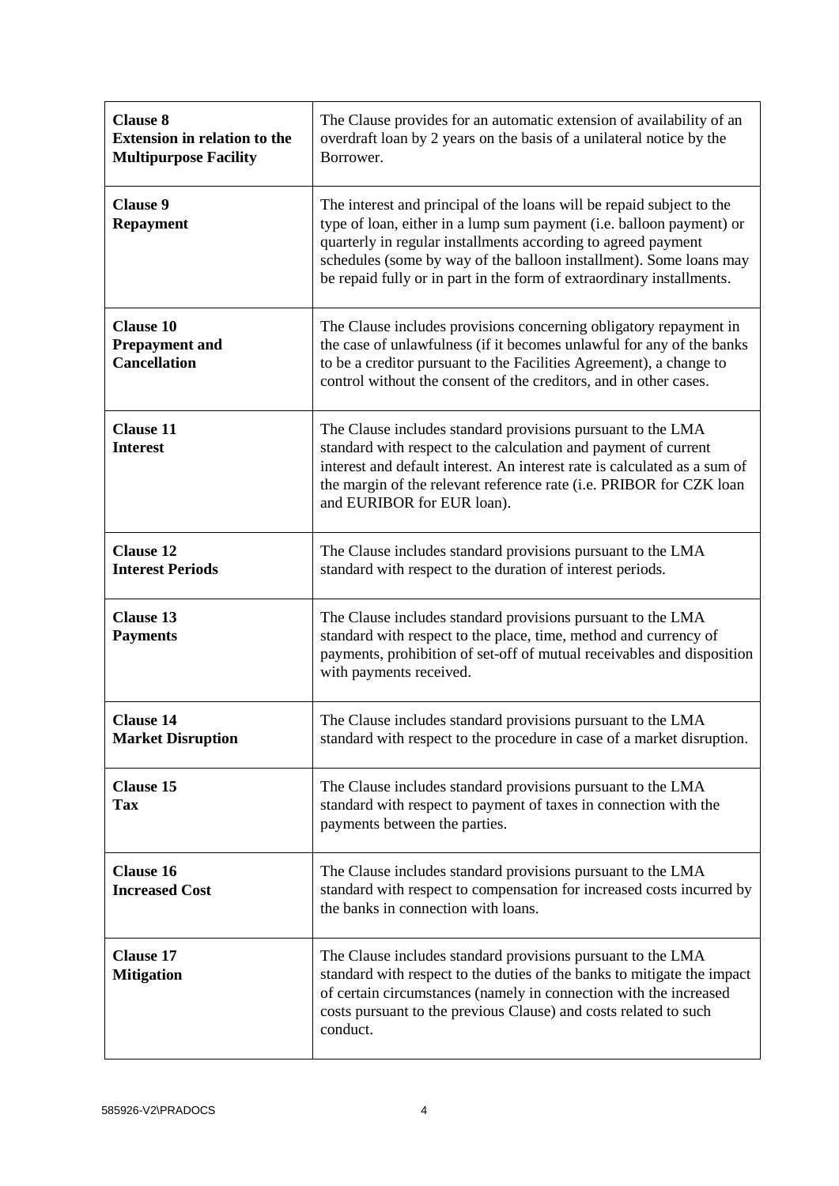| | |
|---|---|
| **Clause 8**<br>**Extension in relation to the Multipurpose Facility** | The Clause provides for an automatic extension of availability of an overdraft loan by 2 years on the basis of a unilateral notice by the Borrower. |
| **Clause 9**<br>**Repayment** | The interest and principal of the loans will be repaid subject to the type of loan, either in a lump sum payment (i.e. balloon payment) or quarterly in regular installments according to agreed payment schedules (some by way of the balloon installment). Some loans may be repaid fully or in part in the form of extraordinary installments. |
| **Clause 10**<br>**Prepayment and Cancellation** | The Clause includes provisions concerning obligatory repayment in the case of unlawfulness (if it becomes unlawful for any of the banks to be a creditor pursuant to the Facilities Agreement), a change to control without the consent of the creditors, and in other cases. |
| **Clause 11**<br>**Interest** | The Clause includes standard provisions pursuant to the LMA standard with respect to the calculation and payment of current interest and default interest. An interest rate is calculated as a sum of the margin of the relevant reference rate (i.e. PRIBOR for CZK loan and EURIBOR for EUR loan). |
| **Clause 12**<br>**Interest Periods** | The Clause includes standard provisions pursuant to the LMA standard with respect to the duration of interest periods. |
| **Clause 13**<br>**Payments** | The Clause includes standard provisions pursuant to the LMA standard with respect to the place, time, method and currency of payments, prohibition of set-off of mutual receivables and disposition with payments received. |
| **Clause 14**<br>**Market Disruption** | The Clause includes standard provisions pursuant to the LMA standard with respect to the procedure in case of a market disruption. |
| **Clause 15**<br>**Tax** | The Clause includes standard provisions pursuant to the LMA standard with respect to payment of taxes in connection with the payments between the parties. |
| **Clause 16**<br>**Increased Cost** | The Clause includes standard provisions pursuant to the LMA standard with respect to compensation for increased costs incurred by the banks in connection with loans. |
| **Clause 17**<br>**Mitigation** | The Clause includes standard provisions pursuant to the LMA standard with respect to the duties of the banks to mitigate the impact of certain circumstances (namely in connection with the increased costs pursuant to the previous Clause) and costs related to such conduct. |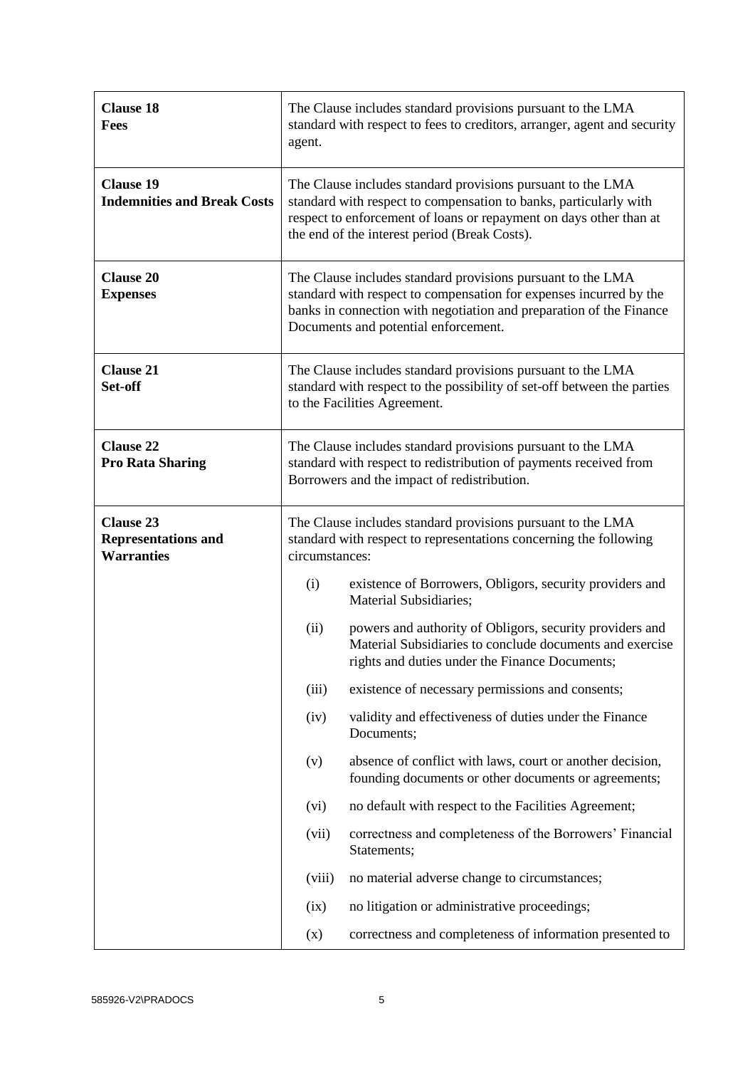| | |
|---|---|
| **Clause 18**<br>**Fees** | The Clause includes standard provisions pursuant to the LMA standard with respect to fees to creditors, arranger, agent and security agent. |
| **Clause 19**<br>**Indemnities and Break Costs** | The Clause includes standard provisions pursuant to the LMA standard with respect to compensation to banks, particularly with respect to enforcement of loans or repayment on days other than at the end of the interest period (Break Costs). |
| **Clause 20**<br>**Expenses** | The Clause includes standard provisions pursuant to the LMA standard with respect to compensation for expenses incurred by the banks in connection with negotiation and preparation of the Finance Documents and potential enforcement. |
| **Clause 21**<br>**Set-off** | The Clause includes standard provisions pursuant to the LMA standard with respect to the possibility of set-off between the parties to the Facilities Agreement. |
| **Clause 22**<br>**Pro Rata Sharing** | The Clause includes standard provisions pursuant to the LMA standard with respect to redistribution of payments received from Borrowers and the impact of redistribution. |
| **Clause 23**<br>**Representations and Warranties** | The Clause includes standard provisions pursuant to the LMA standard with respect to representations concerning the following circumstances:<br>(i) existence of Borrowers, Obligors, security providers and Material Subsidiaries;<br>(ii) powers and authority of Obligors, security providers and Material Subsidiaries to conclude documents and exercise rights and duties under the Finance Documents;<br>(iii) existence of necessary permissions and consents;<br>(iv) validity and effectiveness of duties under the Finance Documents;<br>(v) absence of conflict with laws, court or another decision, founding documents or other documents or agreements;<br>(vi) no default with respect to the Facilities Agreement;<br>(vii) correctness and completeness of the Borrowers' Financial Statements;<br>(viii) no material adverse change to circumstances;<br>(ix) no litigation or administrative proceedings;<br>(x) correctness and completeness of information presented to |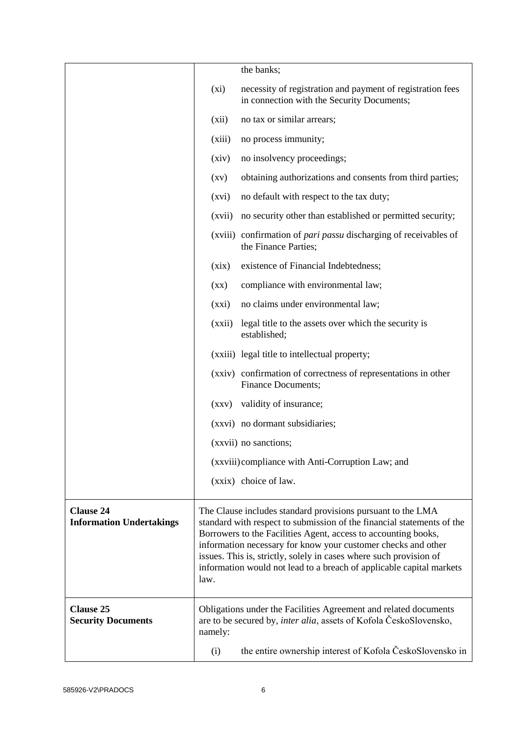| | |
|---|---|
| | the banks; |
| | (xi) necessity of registration and payment of registration fees in connection with the Security Documents; |
| | (xii) no tax or similar arrears; |
| | (xiii) no process immunity; |
| | (xiv) no insolvency proceedings; |
| | (xv) obtaining authorizations and consents from third parties; |
| | (xvi) no default with respect to the tax duty; |
| | (xvii) no security other than established or permitted security; |
| | (xviii) confirmation of *pari passu* discharging of receivables of the Finance Parties; |
| | (xix) existence of Financial Indebtedness; |
| | (xx) compliance with environmental law; |
| | (xxi) no claims under environmental law; |
| | (xxii) legal title to the assets over which the security is established; |
| | (xxiii) legal title to intellectual property; |
| | (xxiv) confirmation of correctness of representations in other Finance Documents; |
| | (xxv) validity of insurance; |
| | (xxvi) no dormant subsidiaries; |
| | (xxvii) no sanctions; |
| | (xxviii) compliance with Anti-Corruption Law; and |
| | (xxix) choice of law. |
| **Clause 24** **Information Undertakings** | The Clause includes standard provisions pursuant to the LMA standard with respect to submission of the financial statements of the Borrowers to the Facilities Agent, access to accounting books, information necessary for know your customer checks and other issues. This is, strictly, solely in cases where such provision of information would not lead to a breach of applicable capital markets law. |
| **Clause 25** **Security Documents** | Obligations under the Facilities Agreement and related documents are to be secured by, *inter alia*, assets of Kofola ČeskoSlovensko, namely: |
| | (i) the entire ownership interest of Kofola ČeskoSlovensko in |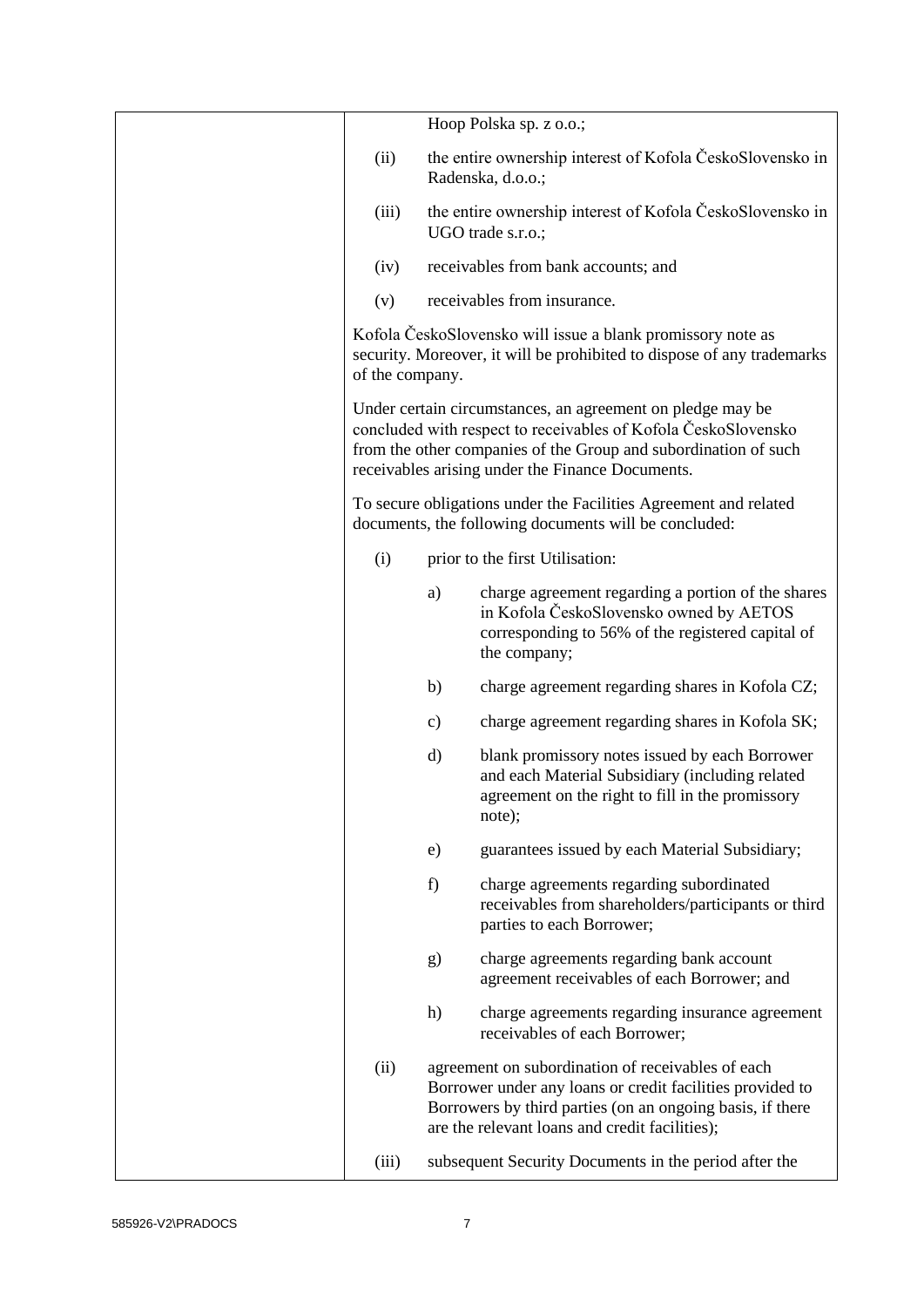| | |
|---|---|
| | Hoop Polska sp. z o.o.;<br><br>(ii) the entire ownership interest of Kofola ČeskoSlovensko in Radenska, d.o.o.;<br><br>(iii) the entire ownership interest of Kofola ČeskoSlovensko in UGO trade s.r.o.;<br><br>(iv) receivables from bank accounts; and<br><br>(v) receivables from insurance.<br><br>Kofola ČeskoSlovensko will issue a blank promissory note as security. Moreover, it will be prohibited to dispose of any trademarks of the company.<br><br>Under certain circumstances, an agreement on pledge may be concluded with respect to receivables of Kofola ČeskoSlovensko from the other companies of the Group and subordination of such receivables arising under the Finance Documents.<br><br>To secure obligations under the Facilities Agreement and related documents, the following documents will be concluded:<br><br>(i) prior to the first Utilisation:<br><br>a) charge agreement regarding a portion of the shares in Kofola ČeskoSlovensko owned by AETOS corresponding to 56% of the registered capital of the company;<br><br>b) charge agreement regarding shares in Kofola CZ;<br><br>c) charge agreement regarding shares in Kofola SK;<br><br>d) blank promissory notes issued by each Borrower and each Material Subsidiary (including related agreement on the right to fill in the promissory note);<br><br>e) guarantees issued by each Material Subsidiary;<br><br>f) charge agreements regarding subordinated receivables from shareholders/participants or third parties to each Borrower;<br><br>g) charge agreements regarding bank account agreement receivables of each Borrower; and<br><br>h) charge agreements regarding insurance agreement receivables of each Borrower;<br><br>(ii) agreement on subordination of receivables of each Borrower under any loans or credit facilities provided to Borrowers by third parties (on an ongoing basis, if there are the relevant loans and credit facilities);<br><br>(iii) subsequent Security Documents in the period after the |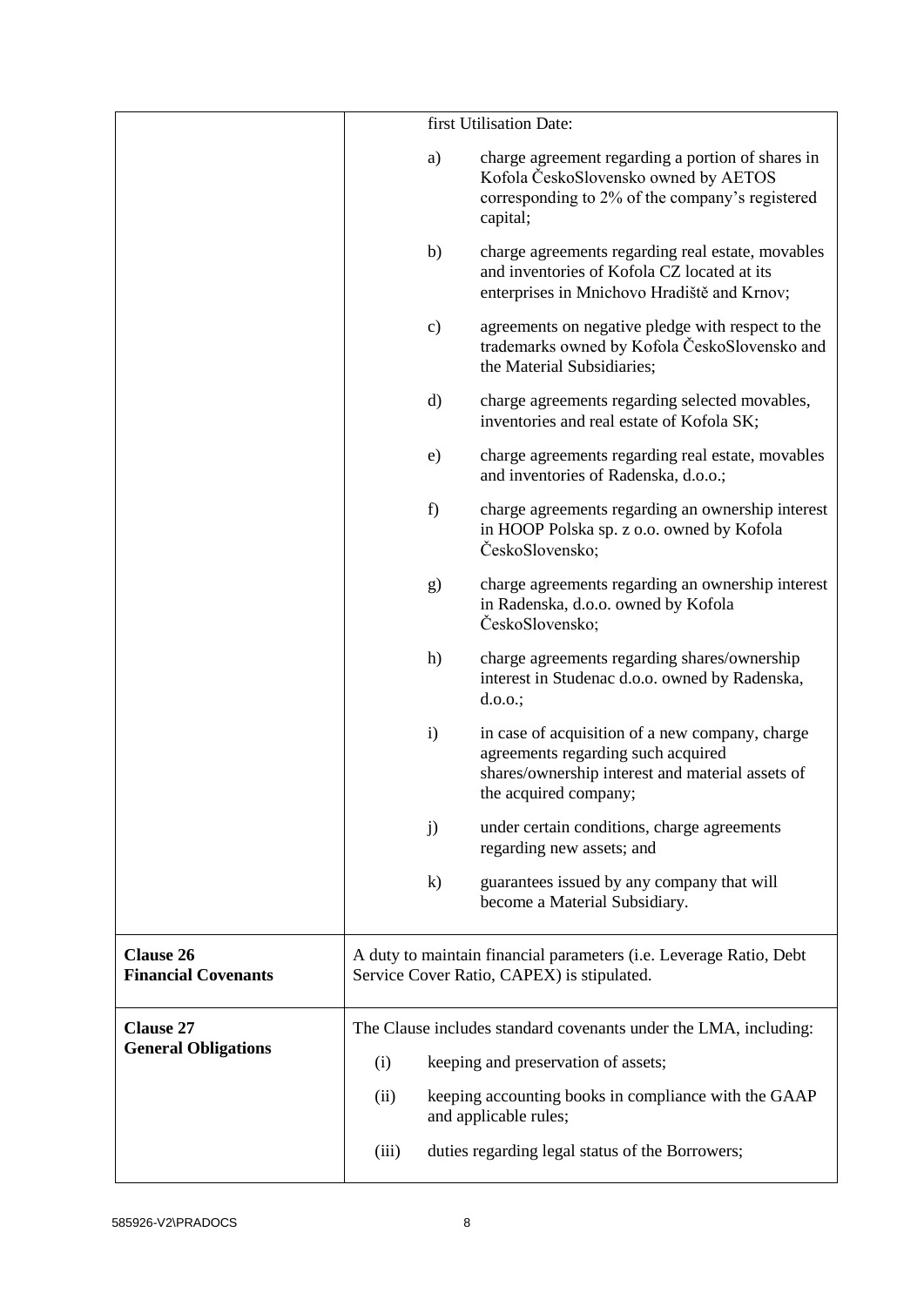| | |
|---|---|
| | first Utilisation Date:<br><br>a) charge agreement regarding a portion of shares in Kofola ČeskoSlovensko owned by AETOS corresponding to 2% of the company's registered capital;<br><br>b) charge agreements regarding real estate, movables and inventories of Kofola CZ located at its enterprises in Mnichovo Hradiště and Krnov;<br><br>c) agreements on negative pledge with respect to the trademarks owned by Kofola ČeskoSlovensko and the Material Subsidiaries;<br><br>d) charge agreements regarding selected movables, inventories and real estate of Kofola SK;<br><br>e) charge agreements regarding real estate, movables and inventories of Radenska, d.o.o.;<br><br>f) charge agreements regarding an ownership interest in HOOP Polska sp. z o.o. owned by Kofola ČeskoSlovensko;<br><br>g) charge agreements regarding an ownership interest in Radenska, d.o.o. owned by Kofola ČeskoSlovensko;<br><br>h) charge agreements regarding shares/ownership interest in Studenac d.o.o. owned by Radenska, d.o.o.;<br><br>i) in case of acquisition of a new company, charge agreements regarding such acquired shares/ownership interest and material assets of the acquired company;<br><br>j) under certain conditions, charge agreements regarding new assets; and<br><br>k) guarantees issued by any company that will become a Material Subsidiary. |
| **Clause 26**<br>**Financial Covenants** | A duty to maintain financial parameters (i.e. Leverage Ratio, Debt Service Cover Ratio, CAPEX) is stipulated. |
| **Clause 27**<br>**General Obligations** | The Clause includes standard covenants under the LMA, including:<br><br>(i) keeping and preservation of assets;<br><br>(ii) keeping accounting books in compliance with the GAAP and applicable rules;<br><br>(iii) duties regarding legal status of the Borrowers; |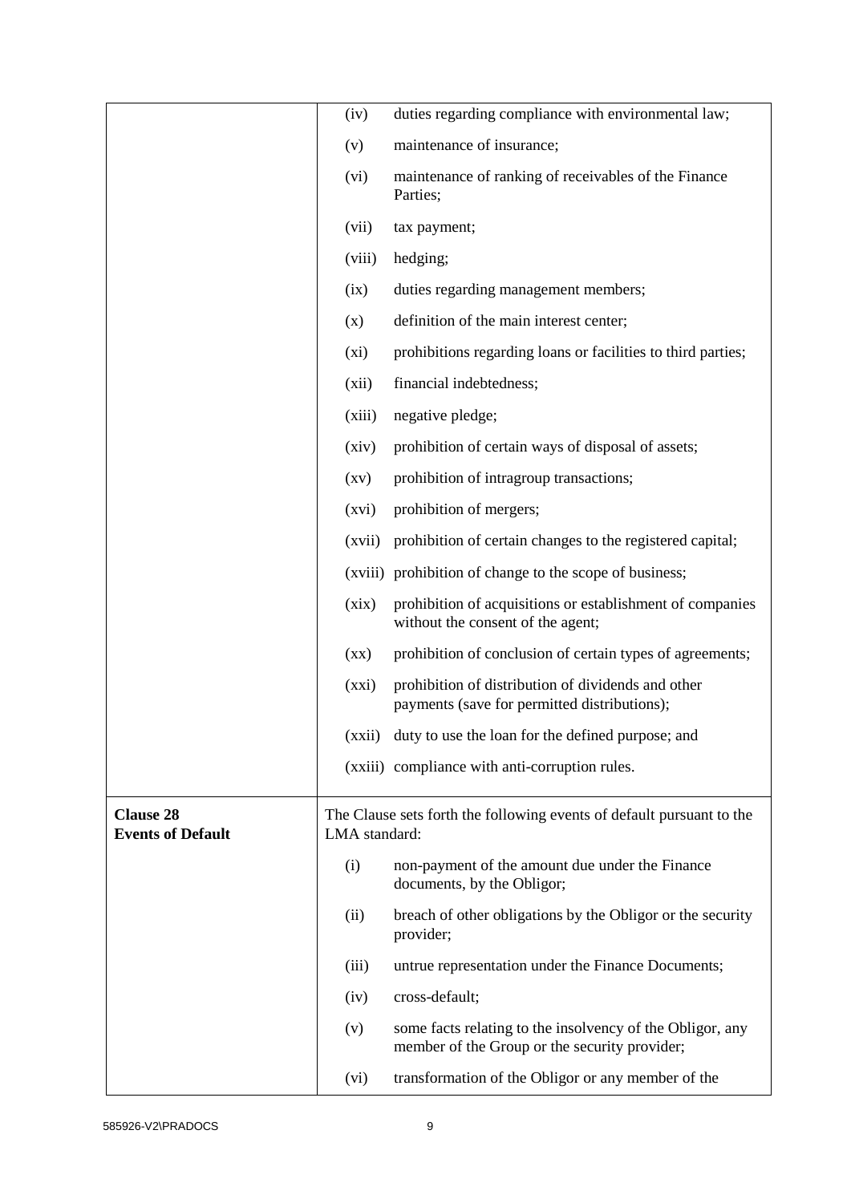| | |
|---|---|
| | (iv) duties regarding compliance with environmental law;<br>(v) maintenance of insurance;<br>(vi) maintenance of ranking of receivables of the Finance Parties;<br>(vii) tax payment;<br>(viii) hedging;<br>(ix) duties regarding management members;<br>(x) definition of the main interest center;<br>(xi) prohibitions regarding loans or facilities to third parties;<br>(xii) financial indebtedness;<br>(xiii) negative pledge;<br>(xiv) prohibition of certain ways of disposal of assets;<br>(xv) prohibition of intragroup transactions;<br>(xvi) prohibition of mergers;<br>(xvii) prohibition of certain changes to the registered capital;<br>(xviii) prohibition of change to the scope of business;<br>(xix) prohibition of acquisitions or establishment of companies without the consent of the agent;<br>(xx) prohibition of conclusion of certain types of agreements;<br>(xxi) prohibition of distribution of dividends and other payments (save for permitted distributions);<br>(xxii) duty to use the loan for the defined purpose; and<br>(xxiii) compliance with anti-corruption rules. |
| **Clause 28**<br>**Events of Default** | The Clause sets forth the following events of default pursuant to the LMA standard:<br>(i) non-payment of the amount due under the Finance documents, by the Obligor;<br>(ii) breach of other obligations by the Obligor or the security provider;<br>(iii) untrue representation under the Finance Documents;<br>(iv) cross-default;<br>(v) some facts relating to the insolvency of the Obligor, any member of the Group or the security provider;<br>(vi) transformation of the Obligor or any member of the |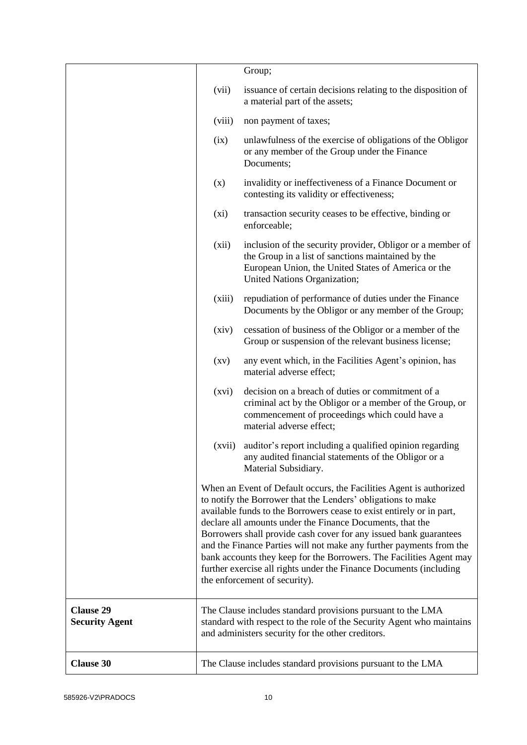| | |
|---|---|
| | Group;<br><br>(vii) issuance of certain decisions relating to the disposition of a material part of the assets;<br><br>(viii) non payment of taxes;<br><br>(ix) unlawfulness of the exercise of obligations of the Obligor or any member of the Group under the Finance Documents;<br><br>(x) invalidity or ineffectiveness of a Finance Document or contesting its validity or effectiveness;<br><br>(xi) transaction security ceases to be effective, binding or enforceable;<br><br>(xii) inclusion of the security provider, Obligor or a member of the Group in a list of sanctions maintained by the European Union, the United States of America or the United Nations Organization;<br><br>(xiii) repudiation of performance of duties under the Finance Documents by the Obligor or any member of the Group;<br><br>(xiv) cessation of business of the Obligor or a member of the Group or suspension of the relevant business license;<br><br>(xv) any event which, in the Facilities Agent's opinion, has material adverse effect;<br><br>(xvi) decision on a breach of duties or commitment of a criminal act by the Obligor or a member of the Group, or commencement of proceedings which could have a material adverse effect;<br><br>(xvii) auditor's report including a qualified opinion regarding any audited financial statements of the Obligor or a Material Subsidiary.<br><br>When an Event of Default occurs, the Facilities Agent is authorized to notify the Borrower that the Lenders' obligations to make available funds to the Borrowers cease to exist entirely or in part, declare all amounts under the Finance Documents, that the Borrowers shall provide cash cover for any issued bank guarantees and the Finance Parties will not make any further payments from the bank accounts they keep for the Borrowers. The Facilities Agent may further exercise all rights under the Finance Documents (including the enforcement of security). |
| **Clause 29**<br>**Security Agent** | The Clause includes standard provisions pursuant to the LMA standard with respect to the role of the Security Agent who maintains and administers security for the other creditors. |
| **Clause 30** | The Clause includes standard provisions pursuant to the LMA |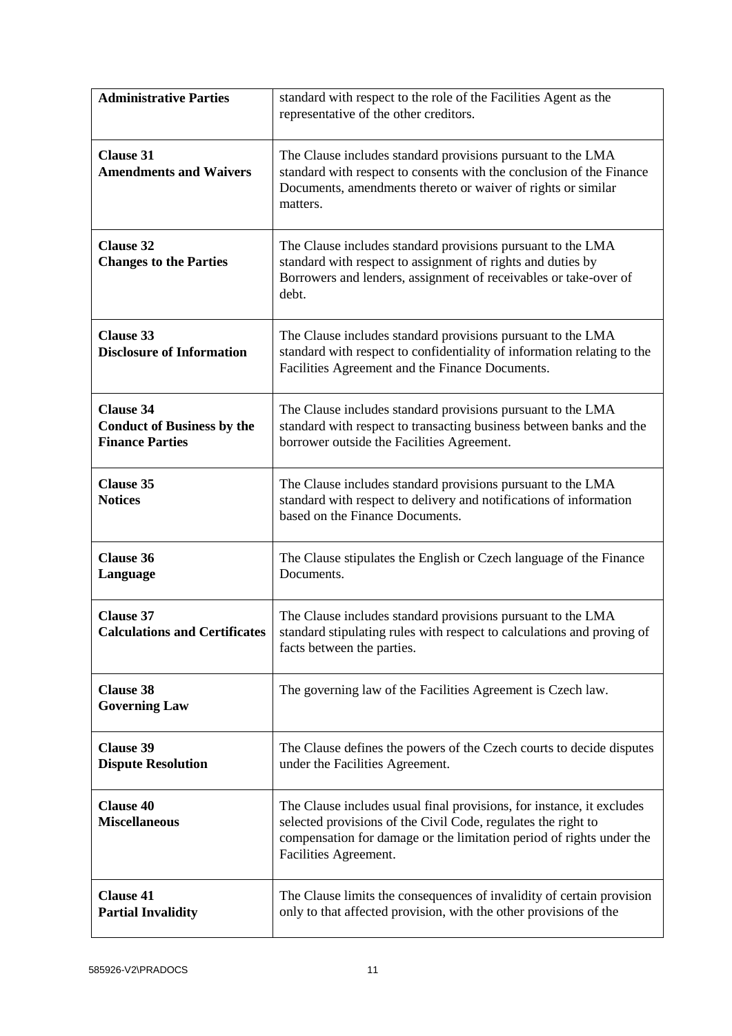| | |
|---|---|
| **Administrative Parties** | standard with respect to the role of the Facilities Agent as the representative of the other creditors. |
| **Clause 31**<br>**Amendments and Waivers** | The Clause includes standard provisions pursuant to the LMA standard with respect to consents with the conclusion of the Finance Documents, amendments thereto or waiver of rights or similar matters. |
| **Clause 32**<br>**Changes to the Parties** | The Clause includes standard provisions pursuant to the LMA standard with respect to assignment of rights and duties by Borrowers and lenders, assignment of receivables or take-over of debt. |
| **Clause 33**<br>**Disclosure of Information** | The Clause includes standard provisions pursuant to the LMA standard with respect to confidentiality of information relating to the Facilities Agreement and the Finance Documents. |
| **Clause 34**<br>**Conduct of Business by the Finance Parties** | The Clause includes standard provisions pursuant to the LMA standard with respect to transacting business between banks and the borrower outside the Facilities Agreement. |
| **Clause 35**<br>**Notices** | The Clause includes standard provisions pursuant to the LMA standard with respect to delivery and notifications of information based on the Finance Documents. |
| **Clause 36**<br>**Language** | The Clause stipulates the English or Czech language of the Finance Documents. |
| **Clause 37**<br>**Calculations and Certificates** | The Clause includes standard provisions pursuant to the LMA standard stipulating rules with respect to calculations and proving of facts between the parties. |
| **Clause 38**<br>**Governing Law** | The governing law of the Facilities Agreement is Czech law. |
| **Clause 39**<br>**Dispute Resolution** | The Clause defines the powers of the Czech courts to decide disputes under the Facilities Agreement. |
| **Clause 40**<br>**Miscellaneous** | The Clause includes usual final provisions, for instance, it excludes selected provisions of the Civil Code, regulates the right to compensation for damage or the limitation period of rights under the Facilities Agreement. |
| **Clause 41**<br>**Partial Invalidity** | The Clause limits the consequences of invalidity of certain provision only to that affected provision, with the other provisions of the |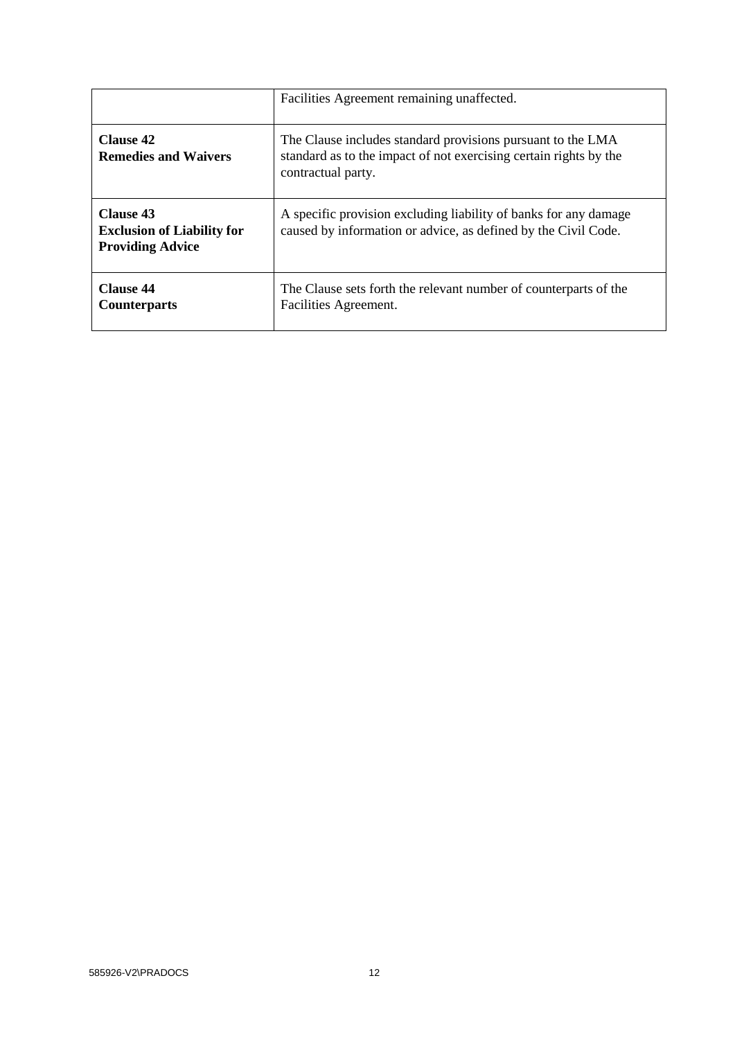| | |
|---|---|
| | Facilities Agreement remaining unaffected. |
| **Clause 42**<br>**Remedies and Waivers** | The Clause includes standard provisions pursuant to the LMA standard as to the impact of not exercising certain rights by the contractual party. |
| **Clause 43**<br>**Exclusion of Liability for Providing Advice** | A specific provision excluding liability of banks for any damage caused by information or advice, as defined by the Civil Code. |
| **Clause 44**<br>**Counterparts** | The Clause sets forth the relevant number of counterparts of the Facilities Agreement. |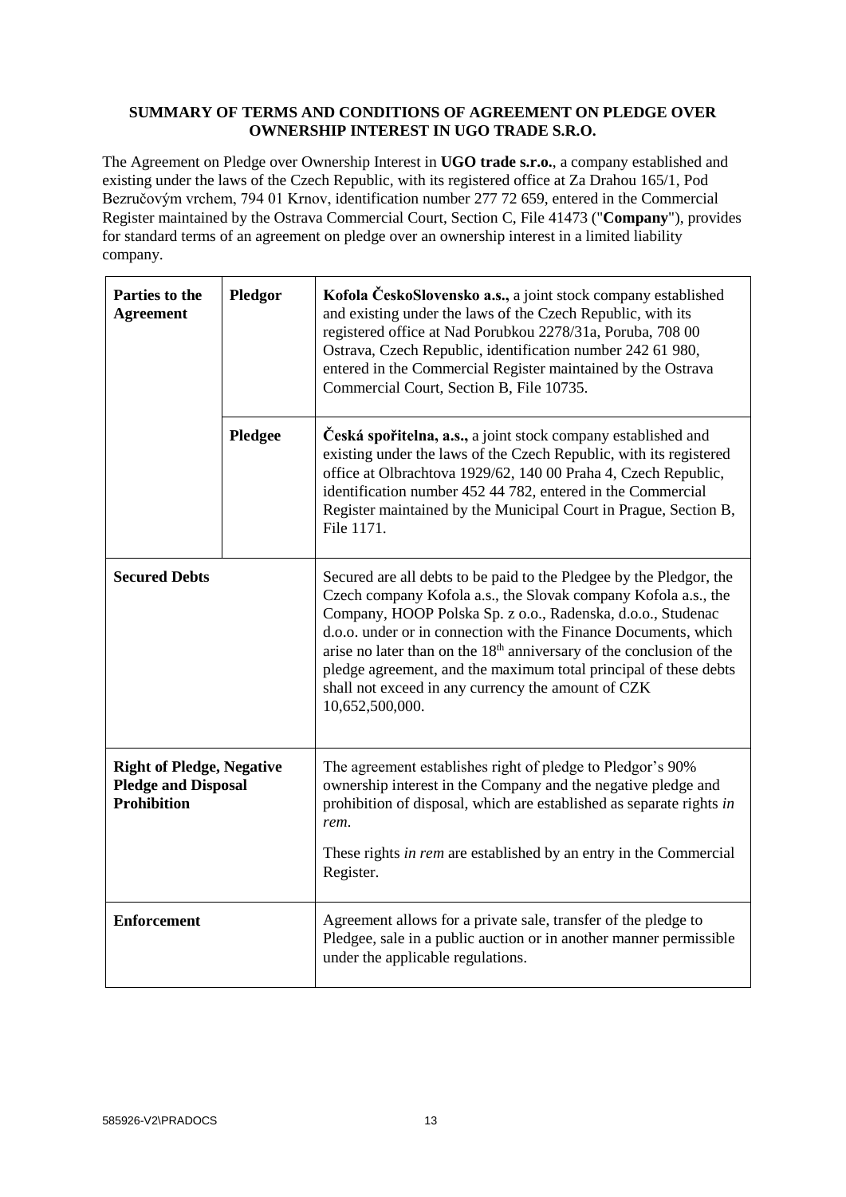**SUMMARY OF TERMS AND CONDITIONS OF AGREEMENT ON PLEDGE OVER OWNERSHIP INTEREST IN UGO TRADE S.R.O.**

The Agreement on Pledge over Ownership Interest in **UGO trade s.r.o.**, a company established and existing under the laws of the Czech Republic, with its registered office at Za Drahou 165/1, Pod Bezručovým vrchem, 794 01 Krnov, identification number 277 72 659, entered in the Commercial Register maintained by the Ostrava Commercial Court, Section C, File 41473 ("**Company**"), provides for standard terms of an agreement on pledge over an ownership interest in a limited liability company.

| | | |
|---|---|---|
| **Parties to the Agreement** | **Pledgor** | **Kofola ČeskoSlovensko a.s.,** a joint stock company established and existing under the laws of the Czech Republic, with its registered office at Nad Porubkou 2278/31a, Poruba, 708 00 Ostrava, Czech Republic, identification number 242 61 980, entered in the Commercial Register maintained by the Ostrava Commercial Court, Section B, File 10735. |
| | **Pledgee** | **Česká spořitelna, a.s.,** a joint stock company established and existing under the laws of the Czech Republic, with its registered office at Olbrachtova 1929/62, 140 00 Praha 4, Czech Republic, identification number 452 44 782, entered in the Commercial Register maintained by the Municipal Court in Prague, Section B, File 1171. |
| **Secured Debts** | | Secured are all debts to be paid to the Pledgee by the Pledgor, the Czech company Kofola a.s., the Slovak company Kofola a.s., the Company, HOOP Polska Sp. z o.o., Radenska, d.o.o., Studenac d.o.o. under or in connection with the Finance Documents, which arise no later than on the 18th anniversary of the conclusion of the pledge agreement, and the maximum total principal of these debts shall not exceed in any currency the amount of CZK 10,652,500,000. |
| **Right of Pledge, Negative Pledge and Disposal Prohibition** | | The agreement establishes right of pledge to Pledgor's 90% ownership interest in the Company and the negative pledge and prohibition of disposal, which are established as separate rights *in rem*.<br><br>These rights *in rem* are established by an entry in the Commercial Register. |
| **Enforcement** | | Agreement allows for a private sale, transfer of the pledge to Pledgee, sale in a public auction or in another manner permissible under the applicable regulations. |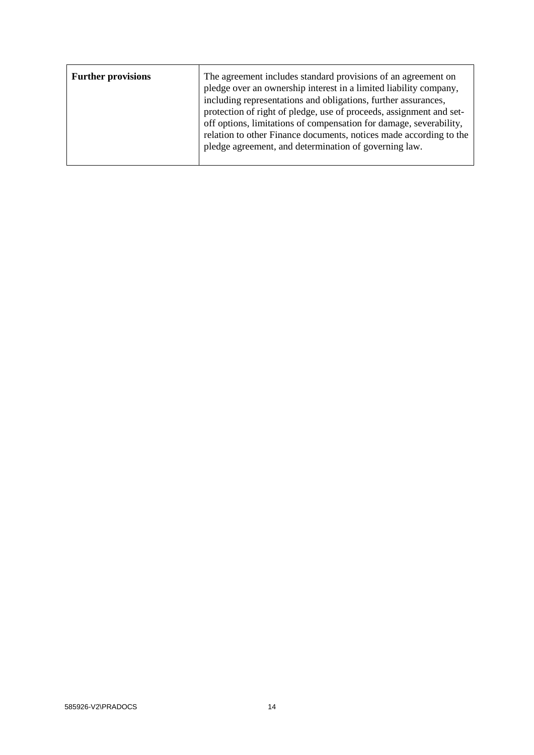| **Further provisions** | The agreement includes standard provisions of an agreement on pledge over an ownership interest in a limited liability company, including representations and obligations, further assurances, protection of right of pledge, use of proceeds, assignment and set-off options, limitations of compensation for damage, severability, relation to other Finance documents, notices made according to the pledge agreement, and determination of governing law. |
|---|---|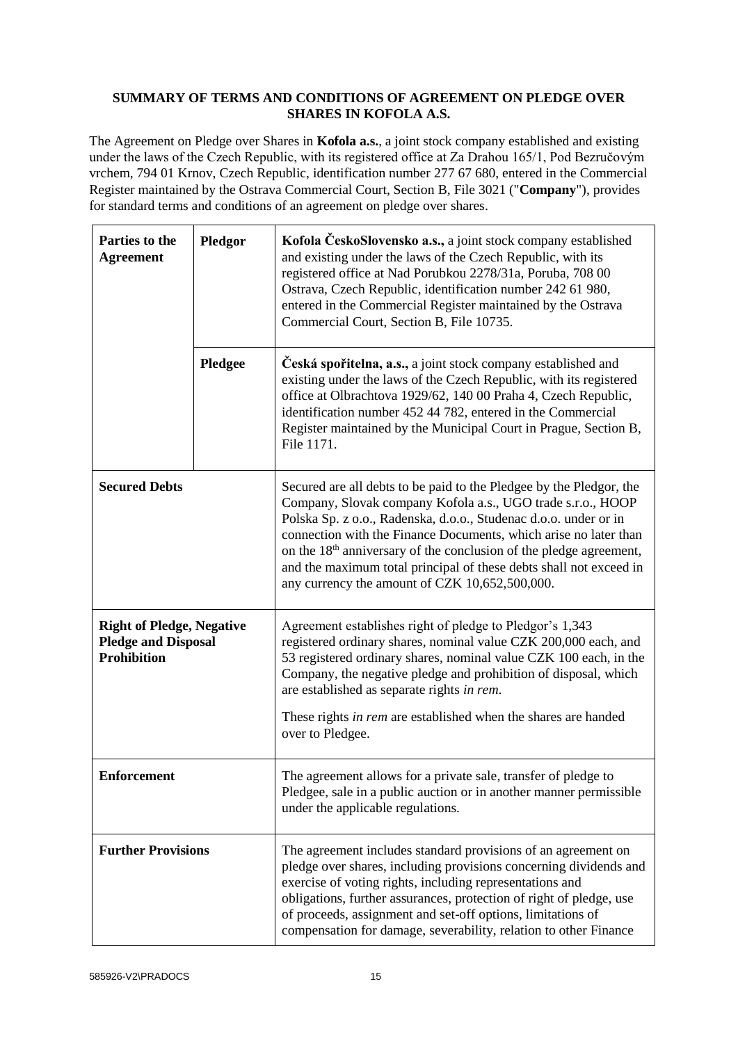**SUMMARY OF TERMS AND CONDITIONS OF AGREEMENT ON PLEDGE OVER SHARES IN KOFOLA A.S.**

The Agreement on Pledge over Shares in **Kofola a.s.**, a joint stock company established and existing under the laws of the Czech Republic, with its registered office at Za Drahou 165/1, Pod Bezručovým vrchem, 794 01 Krnov, Czech Republic, identification number 277 67 680, entered in the Commercial Register maintained by the Ostrava Commercial Court, Section B, File 3021 ("**Company**"), provides for standard terms and conditions of an agreement on pledge over shares.

| | | |
|---|---|---|
| **Parties to the Agreement** | **Pledgor** | **Kofola ČeskoSlovensko a.s.,** a joint stock company established and existing under the laws of the Czech Republic, with its registered office at Nad Porubkou 2278/31a, Poruba, 708 00 Ostrava, Czech Republic, identification number 242 61 980, entered in the Commercial Register maintained by the Ostrava Commercial Court, Section B, File 10735. |
| | **Pledgee** | **Česká spořitelna, a.s.,** a joint stock company established and existing under the laws of the Czech Republic, with its registered office at Olbrachtova 1929/62, 140 00 Praha 4, Czech Republic, identification number 452 44 782, entered in the Commercial Register maintained by the Municipal Court in Prague, Section B, File 1171. |
| **Secured Debts** | | Secured are all debts to be paid to the Pledgee by the Pledgor, the Company, Slovak company Kofola a.s., UGO trade s.r.o., HOOP Polska Sp. z o.o., Radenska, d.o.o., Studenac d.o.o. under or in connection with the Finance Documents, which arise no later than on the 18th anniversary of the conclusion of the pledge agreement, and the maximum total principal of these debts shall not exceed in any currency the amount of CZK 10,652,500,000. |
| **Right of Pledge, Negative Pledge and Disposal Prohibition** | | Agreement establishes right of pledge to Pledgor's 1,343 registered ordinary shares, nominal value CZK 200,000 each, and 53 registered ordinary shares, nominal value CZK 100 each, in the Company, the negative pledge and prohibition of disposal, which are established as separate rights *in rem*.<br><br>These rights *in rem* are established when the shares are handed over to Pledgee. |
| **Enforcement** | | The agreement allows for a private sale, transfer of pledge to Pledgee, sale in a public auction or in another manner permissible under the applicable regulations. |
| **Further Provisions** | | The agreement includes standard provisions of an agreement on pledge over shares, including provisions concerning dividends and exercise of voting rights, including representations and obligations, further assurances, protection of right of pledge, use of proceeds, assignment and set-off options, limitations of compensation for damage, severability, relation to other Finance |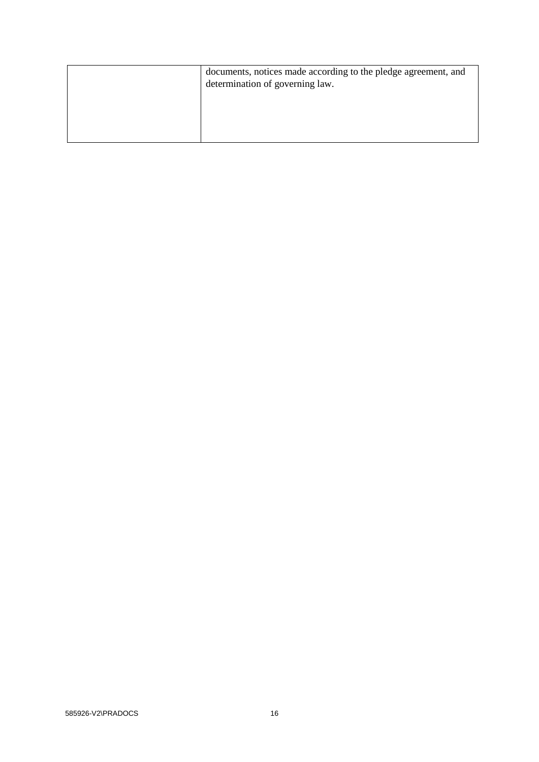| | |
|---|---|
| | documents, notices made according to the pledge agreement, and determination of governing law. |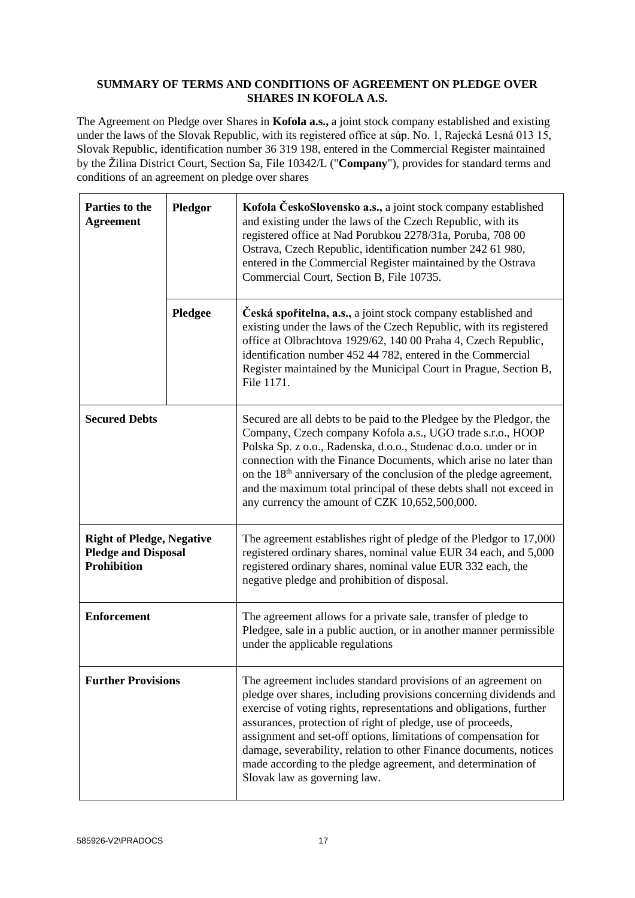**SUMMARY OF TERMS AND CONDITIONS OF AGREEMENT ON PLEDGE OVER SHARES IN KOFOLA A.S.**

The Agreement on Pledge over Shares in **Kofola a.s.,** a joint stock company established and existing under the laws of the Slovak Republic, with its registered office at súp. No. 1, Rajecká Lesná 013 15, Slovak Republic, identification number 36 319 198, entered in the Commercial Register maintained by the Žilina District Court, Section Sa, File 10342/L ("**Company**"), provides for standard terms and conditions of an agreement on pledge over shares

| | | |
|---|---|---|
| **Parties to the Agreement** | **Pledgor** | **Kofola ČeskoSlovensko a.s.,** a joint stock company established and existing under the laws of the Czech Republic, with its registered office at Nad Porubkou 2278/31a, Poruba, 708 00 Ostrava, Czech Republic, identification number 242 61 980, entered in the Commercial Register maintained by the Ostrava Commercial Court, Section B, File 10735. |
| | **Pledgee** | **Česká spořitelna, a.s.,** a joint stock company established and existing under the laws of the Czech Republic, with its registered office at Olbrachtova 1929/62, 140 00 Praha 4, Czech Republic, identification number 452 44 782, entered in the Commercial Register maintained by the Municipal Court in Prague, Section B, File 1171. |
| **Secured Debts** | | Secured are all debts to be paid to the Pledgee by the Pledgor, the Company, Czech company Kofola a.s., UGO trade s.r.o., HOOP Polska Sp. z o.o., Radenska, d.o.o., Studenac d.o.o. under or in connection with the Finance Documents, which arise no later than on the 18th anniversary of the conclusion of the pledge agreement, and the maximum total principal of these debts shall not exceed in any currency the amount of CZK 10,652,500,000. |
| **Right of Pledge, Negative Pledge and Disposal Prohibition** | | The agreement establishes right of pledge of the Pledgor to 17,000 registered ordinary shares, nominal value EUR 34 each, and 5,000 registered ordinary shares, nominal value EUR 332 each, the negative pledge and prohibition of disposal. |
| **Enforcement** | | The agreement allows for a private sale, transfer of pledge to Pledgee, sale in a public auction, or in another manner permissible under the applicable regulations |
| **Further Provisions** | | The agreement includes standard provisions of an agreement on pledge over shares, including provisions concerning dividends and exercise of voting rights, representations and obligations, further assurances, protection of right of pledge, use of proceeds, assignment and set-off options, limitations of compensation for damage, severability, relation to other Finance documents, notices made according to the pledge agreement, and determination of Slovak law as governing law. |

585926-V2\PRADOCS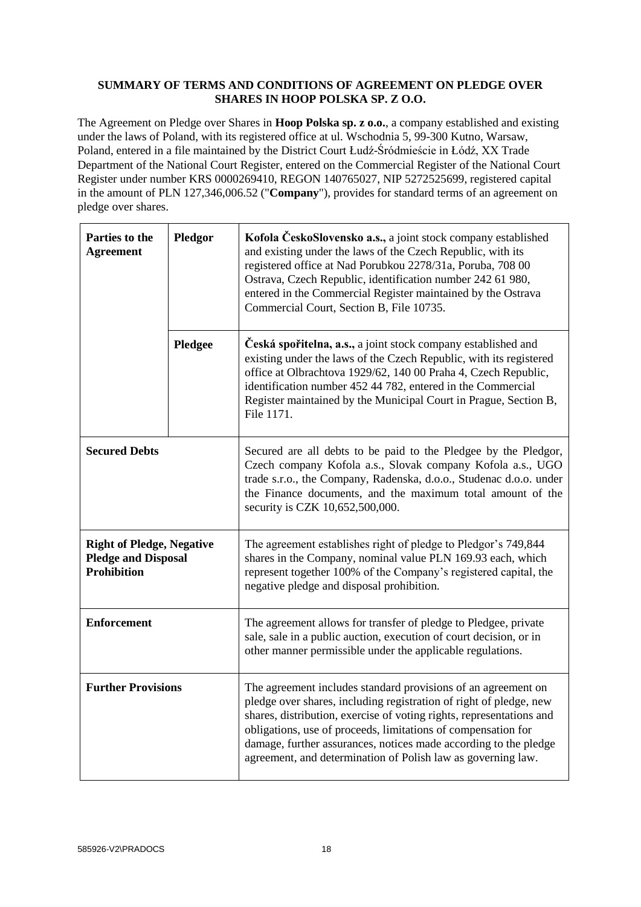**SUMMARY OF TERMS AND CONDITIONS OF AGREEMENT ON PLEDGE OVER SHARES IN HOOP POLSKA SP. Z O.O.**

The Agreement on Pledge over Shares in **Hoop Polska sp. z o.o.**, a company established and existing under the laws of Poland, with its registered office at ul. Wschodnia 5, 99-300 Kutno, Warsaw, Poland, entered in a file maintained by the District Court Łudź-Śródmieście in Łódź, XX Trade Department of the National Court Register, entered on the Commercial Register of the National Court Register under number KRS 0000269410, REGON 140765027, NIP 5272525699, registered capital in the amount of PLN 127,346,006.52 ("**Company**"), provides for standard terms of an agreement on pledge over shares.

| | | |
|---|---|---|
| **Parties to the Agreement** | **Pledgor** | **Kofola ČeskoSlovensko a.s.,** a joint stock company established and existing under the laws of the Czech Republic, with its registered office at Nad Porubkou 2278/31a, Poruba, 708 00 Ostrava, Czech Republic, identification number 242 61 980, entered in the Commercial Register maintained by the Ostrava Commercial Court, Section B, File 10735. |
| | **Pledgee** | **Česká spořitelna, a.s.,** a joint stock company established and existing under the laws of the Czech Republic, with its registered office at Olbrachtova 1929/62, 140 00 Praha 4, Czech Republic, identification number 452 44 782, entered in the Commercial Register maintained by the Municipal Court in Prague, Section B, File 1171. |
| **Secured Debts** | | Secured are all debts to be paid to the Pledgee by the Pledgor, Czech company Kofola a.s., Slovak company Kofola a.s., UGO trade s.r.o., the Company, Radenska, d.o.o., Studenac d.o.o. under the Finance documents, and the maximum total amount of the security is CZK 10,652,500,000. |
| **Right of Pledge, Negative Pledge and Disposal Prohibition** | | The agreement establishes right of pledge to Pledgor's 749,844 shares in the Company, nominal value PLN 169.93 each, which represent together 100% of the Company's registered capital, the negative pledge and disposal prohibition. |
| **Enforcement** | | The agreement allows for transfer of pledge to Pledgee, private sale, sale in a public auction, execution of court decision, or in other manner permissible under the applicable regulations. |
| **Further Provisions** | | The agreement includes standard provisions of an agreement on pledge over shares, including registration of right of pledge, new shares, distribution, exercise of voting rights, representations and obligations, use of proceeds, limitations of compensation for damage, further assurances, notices made according to the pledge agreement, and determination of Polish law as governing law. |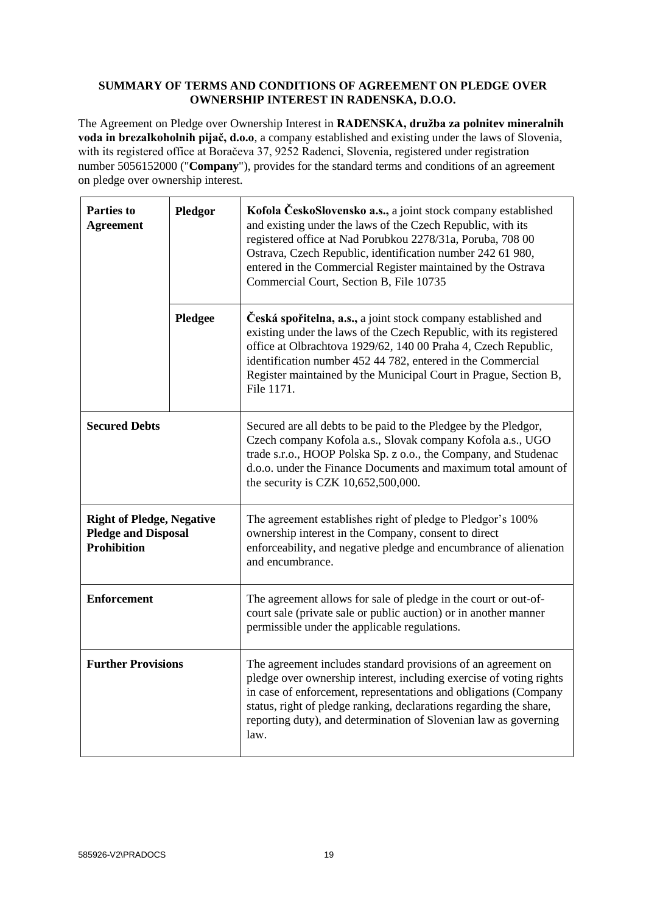**SUMMARY OF TERMS AND CONDITIONS OF AGREEMENT ON PLEDGE OVER OWNERSHIP INTEREST IN RADENSKA, D.O.O.**

The Agreement on Pledge over Ownership Interest in **RADENSKA, družba za polnitev mineralnih voda in brezalkoholnih pijač, d.o.o**, a company established and existing under the laws of Slovenia, with its registered office at Boračeva 37, 9252 Radenci, Slovenia, registered under registration number 5056152000 ("**Company**"), provides for the standard terms and conditions of an agreement on pledge over ownership interest.

| | | |
|---|---|---|
| **Parties to Agreement** | **Pledgor** | **Kofola ČeskoSlovensko a.s.,** a joint stock company established and existing under the laws of the Czech Republic, with its registered office at Nad Porubkou 2278/31a, Poruba, 708 00 Ostrava, Czech Republic, identification number 242 61 980, entered in the Commercial Register maintained by the Ostrava Commercial Court, Section B, File 10735 |
| | **Pledgee** | **Česká spořitelna, a.s.,** a joint stock company established and existing under the laws of the Czech Republic, with its registered office at Olbrachtova 1929/62, 140 00 Praha 4, Czech Republic, identification number 452 44 782, entered in the Commercial Register maintained by the Municipal Court in Prague, Section B, File 1171. |
| **Secured Debts** | | Secured are all debts to be paid to the Pledgee by the Pledgor, Czech company Kofola a.s., Slovak company Kofola a.s., UGO trade s.r.o., HOOP Polska Sp. z o.o., the Company, and Studenac d.o.o. under the Finance Documents and maximum total amount of the security is CZK 10,652,500,000. |
| **Right of Pledge, Negative Pledge and Disposal Prohibition** | | The agreement establishes right of pledge to Pledgor's 100% ownership interest in the Company, consent to direct enforceability, and negative pledge and encumbrance of alienation and encumbrance. |
| **Enforcement** | | The agreement allows for sale of pledge in the court or out-of-court sale (private sale or public auction) or in another manner permissible under the applicable regulations. |
| **Further Provisions** | | The agreement includes standard provisions of an agreement on pledge over ownership interest, including exercise of voting rights in case of enforcement, representations and obligations (Company status, right of pledge ranking, declarations regarding the share, reporting duty), and determination of Slovenian law as governing law. |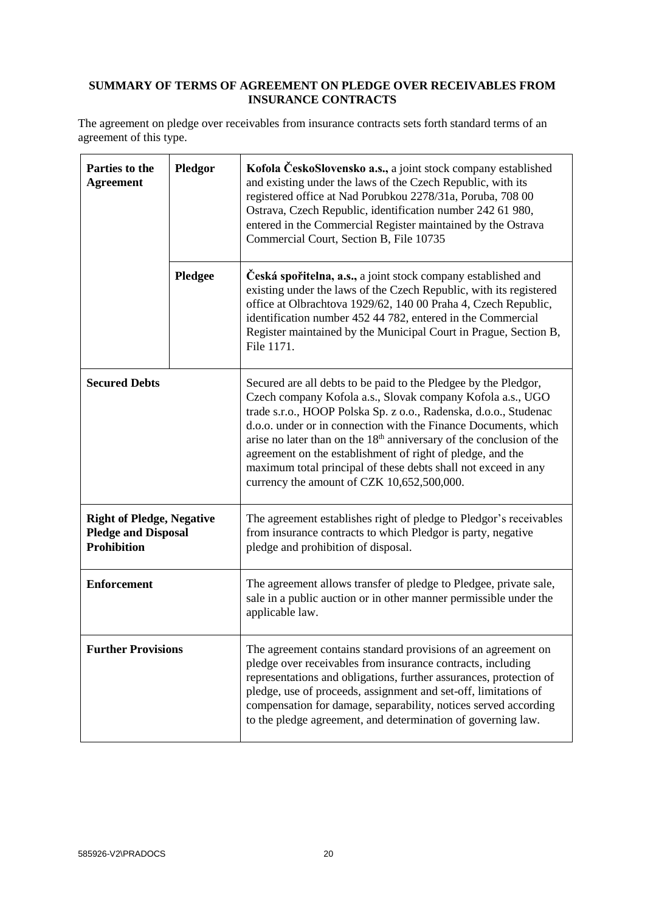**SUMMARY OF TERMS OF AGREEMENT ON PLEDGE OVER RECEIVABLES FROM INSURANCE CONTRACTS**

The agreement on pledge over receivables from insurance contracts sets forth standard terms of an agreement of this type.

| | | |
|---|---|---|
| **Parties to the Agreement** | **Pledgor** | **Kofola ČeskoSlovensko a.s.,** a joint stock company established and existing under the laws of the Czech Republic, with its registered office at Nad Porubkou 2278/31a, Poruba, 708 00 Ostrava, Czech Republic, identification number 242 61 980, entered in the Commercial Register maintained by the Ostrava Commercial Court, Section B, File 10735 |
| | **Pledgee** | **Česká spořitelna, a.s.,** a joint stock company established and existing under the laws of the Czech Republic, with its registered office at Olbrachtova 1929/62, 140 00 Praha 4, Czech Republic, identification number 452 44 782, entered in the Commercial Register maintained by the Municipal Court in Prague, Section B, File 1171. |
| **Secured Debts** | | Secured are all debts to be paid to the Pledgee by the Pledgor, Czech company Kofola a.s., Slovak company Kofola a.s., UGO trade s.r.o., HOOP Polska Sp. z o.o., Radenska, d.o.o., Studenac d.o.o. under or in connection with the Finance Documents, which arise no later than on the 18th anniversary of the conclusion of the agreement on the establishment of right of pledge, and the maximum total principal of these debts shall not exceed in any currency the amount of CZK 10,652,500,000. |
| **Right of Pledge, Negative Pledge and Disposal Prohibition** | | The agreement establishes right of pledge to Pledgor's receivables from insurance contracts to which Pledgor is party, negative pledge and prohibition of disposal. |
| **Enforcement** | | The agreement allows transfer of pledge to Pledgee, private sale, sale in a public auction or in other manner permissible under the applicable law. |
| **Further Provisions** | | The agreement contains standard provisions of an agreement on pledge over receivables from insurance contracts, including representations and obligations, further assurances, protection of pledge, use of proceeds, assignment and set-off, limitations of compensation for damage, separability, notices served according to the pledge agreement, and determination of governing law. |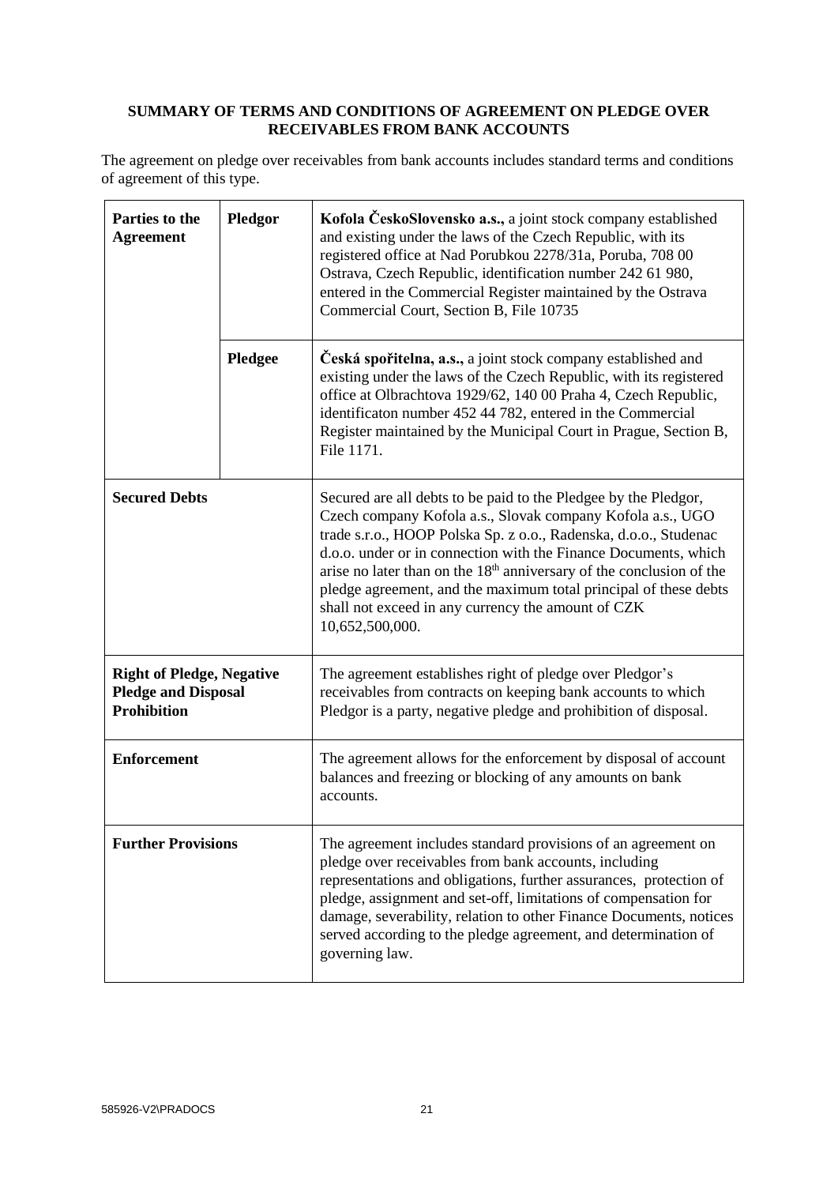**SUMMARY OF TERMS AND CONDITIONS OF AGREEMENT ON PLEDGE OVER RECEIVABLES FROM BANK ACCOUNTS**

The agreement on pledge over receivables from bank accounts includes standard terms and conditions of agreement of this type.

| | | |
|---|---|---|
| **Parties to the Agreement** | **Pledgor** | **Kofola ČeskoSlovensko a.s.,** a joint stock company established and existing under the laws of the Czech Republic, with its registered office at Nad Porubkou 2278/31a, Poruba, 708 00 Ostrava, Czech Republic, identification number 242 61 980, entered in the Commercial Register maintained by the Ostrava Commercial Court, Section B, File 10735 |
| | **Pledgee** | **Česká spořitelna, a.s.,** a joint stock company established and existing under the laws of the Czech Republic, with its registered office at Olbrachtova 1929/62, 140 00 Praha 4, Czech Republic, identificaton number 452 44 782, entered in the Commercial Register maintained by the Municipal Court in Prague, Section B, File 1171. |
| **Secured Debts** | | Secured are all debts to be paid to the Pledgee by the Pledgor, Czech company Kofola a.s., Slovak company Kofola a.s., UGO trade s.r.o., HOOP Polska Sp. z o.o., Radenska, d.o.o., Studenac d.o.o. under or in connection with the Finance Documents, which arise no later than on the 18th anniversary of the conclusion of the pledge agreement, and the maximum total principal of these debts shall not exceed in any currency the amount of CZK 10,652,500,000. |
| **Right of Pledge, Negative Pledge and Disposal Prohibition** | | The agreement establishes right of pledge over Pledgor's receivables from contracts on keeping bank accounts to which Pledgor is a party, negative pledge and prohibition of disposal. |
| **Enforcement** | | The agreement allows for the enforcement by disposal of account balances and freezing or blocking of any amounts on bank accounts. |
| **Further Provisions** | | The agreement includes standard provisions of an agreement on pledge over receivables from bank accounts, including representations and obligations, further assurances, protection of pledge, assignment and set-off, limitations of compensation for damage, severability, relation to other Finance Documents, notices served according to the pledge agreement, and determination of governing law. |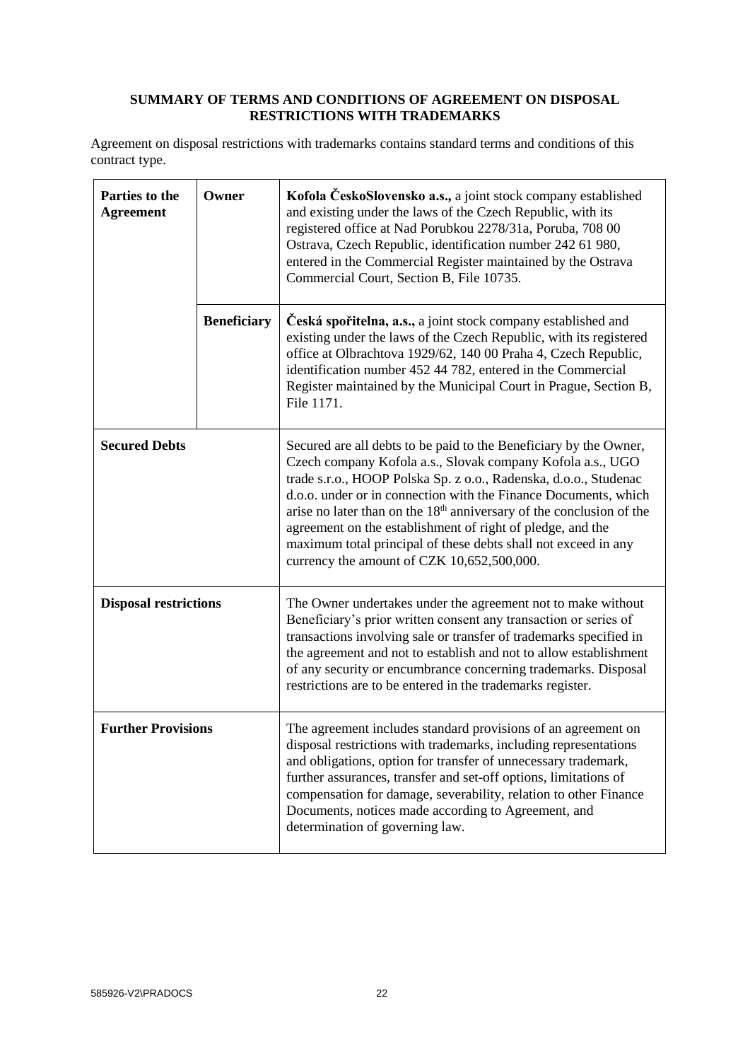**SUMMARY OF TERMS AND CONDITIONS OF AGREEMENT ON DISPOSAL RESTRICTIONS WITH TRADEMARKS**

Agreement on disposal restrictions with trademarks contains standard terms and conditions of this contract type.

| | | |
|---|---|---|
| **Parties to the Agreement** | **Owner** | **Kofola ČeskoSlovensko a.s.,** a joint stock company established and existing under the laws of the Czech Republic, with its registered office at Nad Porubkou 2278/31a, Poruba, 708 00 Ostrava, Czech Republic, identification number 242 61 980, entered in the Commercial Register maintained by the Ostrava Commercial Court, Section B, File 10735. |
| | **Beneficiary** | **Česká spořitelna, a.s.,** a joint stock company established and existing under the laws of the Czech Republic, with its registered office at Olbrachtova 1929/62, 140 00 Praha 4, Czech Republic, identification number 452 44 782, entered in the Commercial Register maintained by the Municipal Court in Prague, Section B, File 1171. |
| **Secured Debts** | | Secured are all debts to be paid to the Beneficiary by the Owner, Czech company Kofola a.s., Slovak company Kofola a.s., UGO trade s.r.o., HOOP Polska Sp. z o.o., Radenska, d.o.o., Studenac d.o.o. under or in connection with the Finance Documents, which arise no later than on the 18th anniversary of the conclusion of the agreement on the establishment of right of pledge, and the maximum total principal of these debts shall not exceed in any currency the amount of CZK 10,652,500,000. |
| **Disposal restrictions** | | The Owner undertakes under the agreement not to make without Beneficiary's prior written consent any transaction or series of transactions involving sale or transfer of trademarks specified in the agreement and not to establish and not to allow establishment of any security or encumbrance concerning trademarks. Disposal restrictions are to be entered in the trademarks register. |
| **Further Provisions** | | The agreement includes standard provisions of an agreement on disposal restrictions with trademarks, including representations and obligations, option for transfer of unnecessary trademark, further assurances, transfer and set-off options, limitations of compensation for damage, severability, relation to other Finance Documents, notices made according to Agreement, and determination of governing law. |

585926-V2\PRADOCS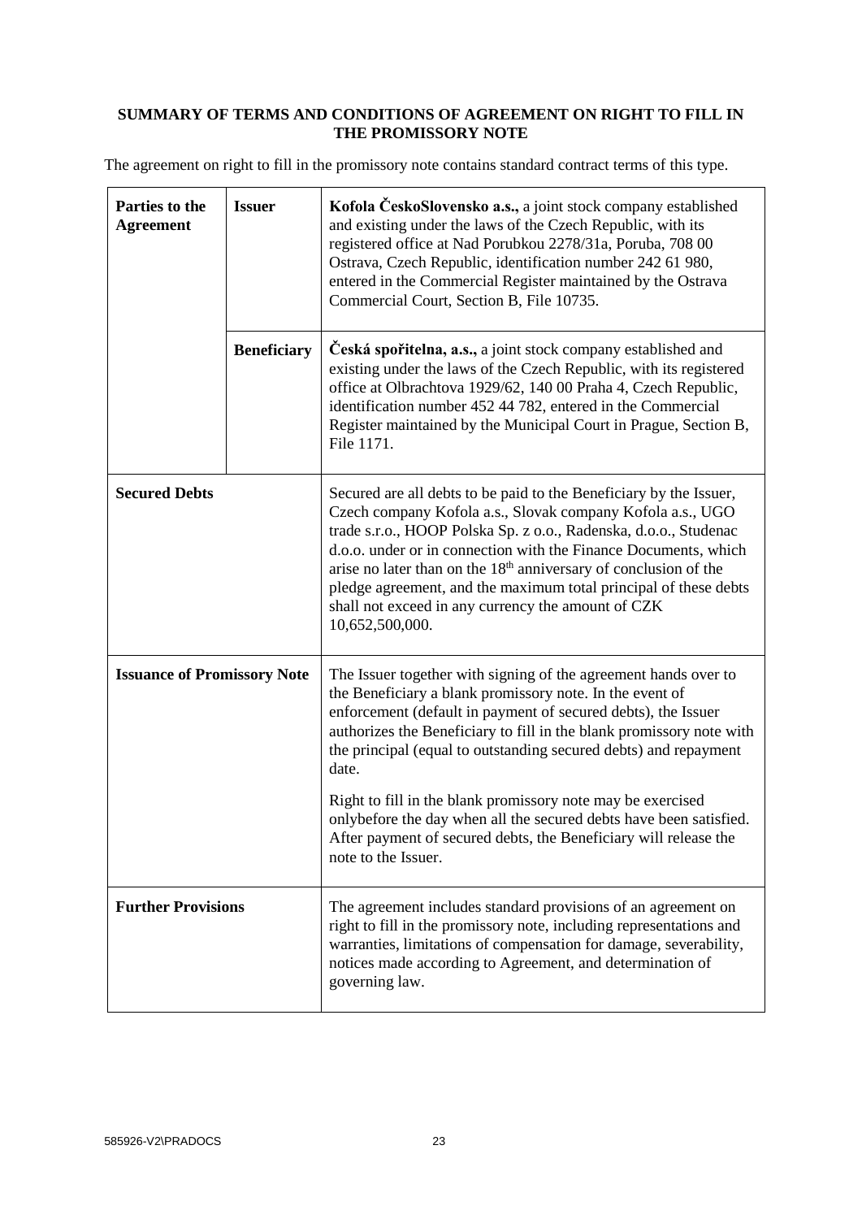**SUMMARY OF TERMS AND CONDITIONS OF AGREEMENT ON RIGHT TO FILL IN THE PROMISSORY NOTE**

The agreement on right to fill in the promissory note contains standard contract terms of this type.

| | | |
|---|---|---|
| **Parties to the Agreement** | **Issuer** | **Kofola ČeskoSlovensko a.s.,** a joint stock company established and existing under the laws of the Czech Republic, with its registered office at Nad Porubkou 2278/31a, Poruba, 708 00 Ostrava, Czech Republic, identification number 242 61 980, entered in the Commercial Register maintained by the Ostrava Commercial Court, Section B, File 10735. |
| | **Beneficiary** | **Česká spořitelna, a.s.,** a joint stock company established and existing under the laws of the Czech Republic, with its registered office at Olbrachtova 1929/62, 140 00 Praha 4, Czech Republic, identification number 452 44 782, entered in the Commercial Register maintained by the Municipal Court in Prague, Section B, File 1171. |
| **Secured Debts** | | Secured are all debts to be paid to the Beneficiary by the Issuer, Czech company Kofola a.s., Slovak company Kofola a.s., UGO trade s.r.o., HOOP Polska Sp. z o.o., Radenska, d.o.o., Studenac d.o.o. under or in connection with the Finance Documents, which arise no later than on the 18th anniversary of conclusion of the pledge agreement, and the maximum total principal of these debts shall not exceed in any currency the amount of CZK 10,652,500,000. |
| **Issuance of Promissory Note** | | The Issuer together with signing of the agreement hands over to the Beneficiary a blank promissory note. In the event of enforcement (default in payment of secured debts), the Issuer authorizes the Beneficiary to fill in the blank promissory note with the principal (equal to outstanding secured debts) and repayment date.<br><br>Right to fill in the blank promissory note may be exercised onlybefore the day when all the secured debts have been satisfied. After payment of secured debts, the Beneficiary will release the note to the Issuer. |
| **Further Provisions** | | The agreement includes standard provisions of an agreement on right to fill in the promissory note, including representations and warranties, limitations of compensation for damage, severability, notices made according to Agreement, and determination of governing law. |

585926-V2\PRADOCS